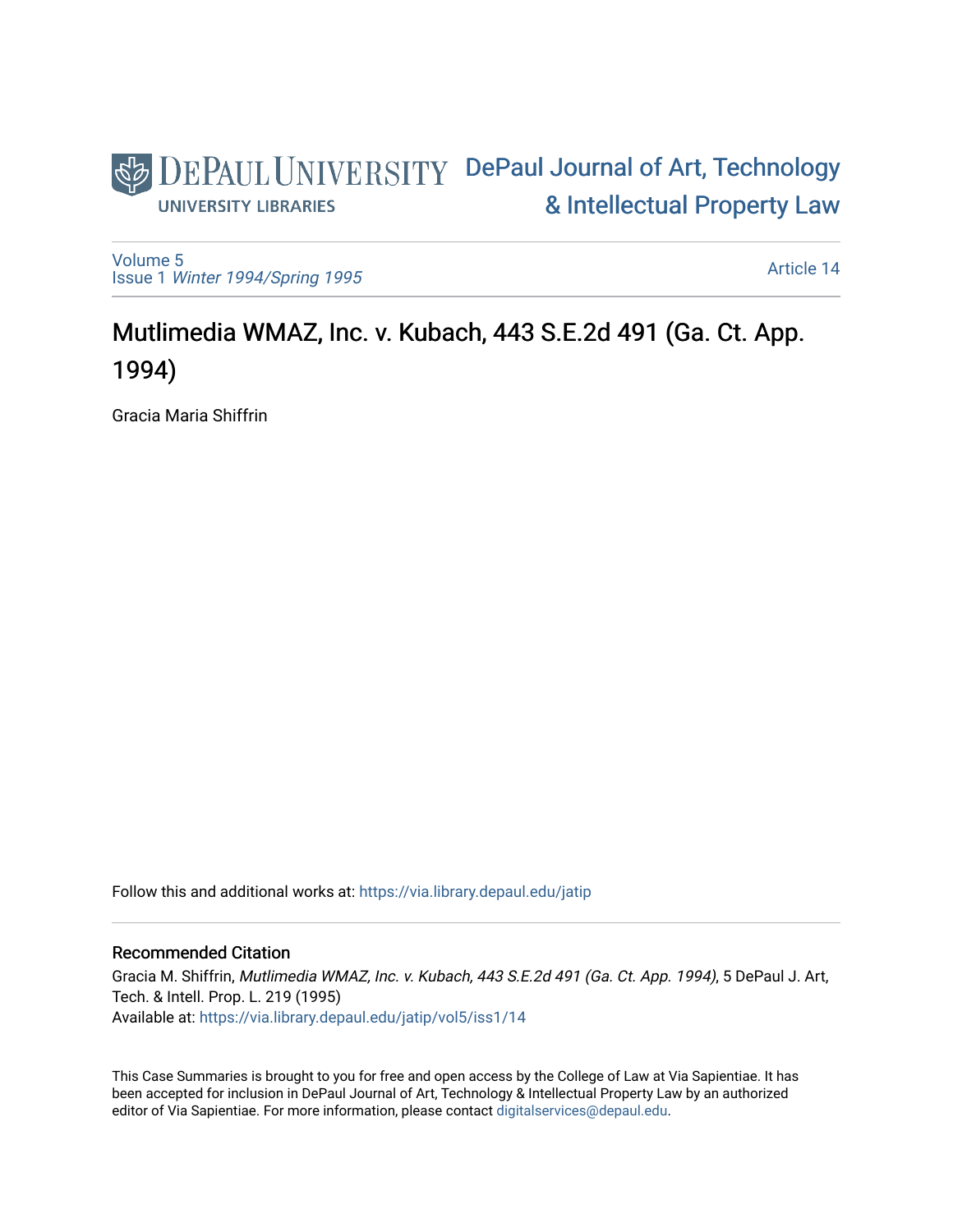DePaul University — University Libraries

DePaul Journal of Art, Technology & Intellectual Property Law

Volume 5
Issue 1 *Winter 1994/Spring 1995*

Article 14

# Mutlimedia WMAZ, Inc. v. Kubach, 443 S.E.2d 491 (Ga. Ct. App. 1994)

Gracia Maria Shiffrin

Follow this and additional works at: https://via.library.depaul.edu/jatip

## Recommended Citation

Gracia M. Shiffrin, *Mutlimedia WMAZ, Inc. v. Kubach, 443 S.E.2d 491 (Ga. Ct. App. 1994)*, 5 DePaul J. Art, Tech. & Intell. Prop. L. 219 (1995)
Available at: https://via.library.depaul.edu/jatip/vol5/iss1/14

This Case Summaries is brought to you for free and open access by the College of Law at Via Sapientiae. It has been accepted for inclusion in DePaul Journal of Art, Technology & Intellectual Property Law by an authorized editor of Via Sapientiae. For more information, please contact digitalservices@depaul.edu.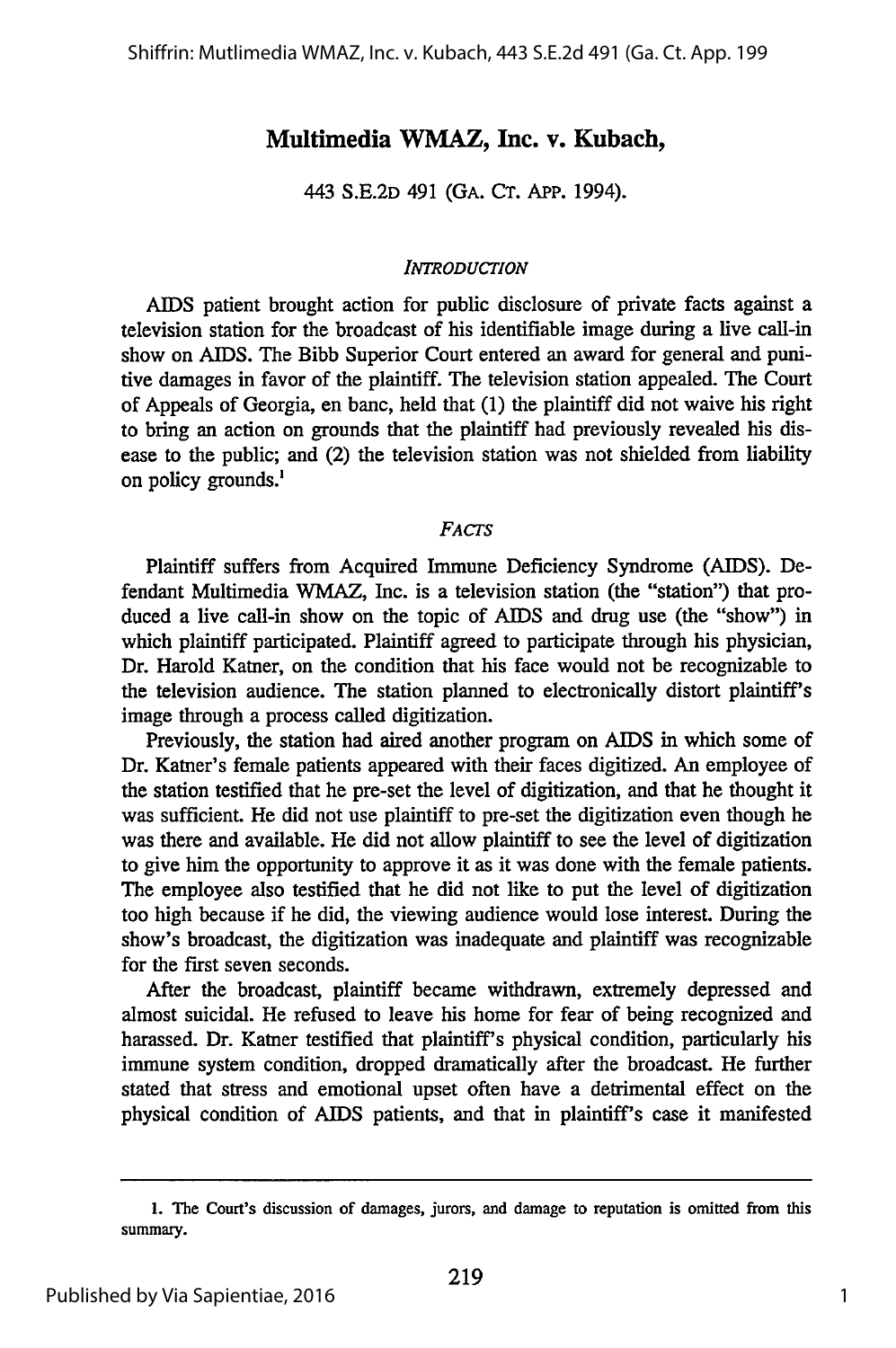# Multimedia WMAZ, Inc. v. Kubach,

443 S.E.2D 491 (GA. CT. APP. 1994).

## *INTRODUCTION*

AIDS patient brought action for public disclosure of private facts against a television station for the broadcast of his identifiable image during a live call-in show on AIDS. The Bibb Superior Court entered an award for general and punitive damages in favor of the plaintiff. The television station appealed. The Court of Appeals of Georgia, en banc, held that (1) the plaintiff did not waive his right to bring an action on grounds that the plaintiff had previously revealed his disease to the public; and (2) the television station was not shielded from liability on policy grounds.[1]

## *FACTS*

Plaintiff suffers from Acquired Immune Deficiency Syndrome (AIDS). Defendant Multimedia WMAZ, Inc. is a television station (the "station") that produced a live call-in show on the topic of AIDS and drug use (the "show") in which plaintiff participated. Plaintiff agreed to participate through his physician, Dr. Harold Katner, on the condition that his face would not be recognizable to the television audience. The station planned to electronically distort plaintiff's image through a process called digitization.

Previously, the station had aired another program on AIDS in which some of Dr. Katner's female patients appeared with their faces digitized. An employee of the station testified that he pre-set the level of digitization, and that he thought it was sufficient. He did not use plaintiff to pre-set the digitization even though he was there and available. He did not allow plaintiff to see the level of digitization to give him the opportunity to approve it as it was done with the female patients. The employee also testified that he did not like to put the level of digitization too high because if he did, the viewing audience would lose interest. During the show's broadcast, the digitization was inadequate and plaintiff was recognizable for the first seven seconds.

After the broadcast, plaintiff became withdrawn, extremely depressed and almost suicidal. He refused to leave his home for fear of being recognized and harassed. Dr. Katner testified that plaintiff's physical condition, particularly his immune system condition, dropped dramatically after the broadcast. He further stated that stress and emotional upset often have a detrimental effect on the physical condition of AIDS patients, and that in plaintiff's case it manifested

---

1. The Court's discussion of damages, jurors, and damage to reputation is omitted from this summary.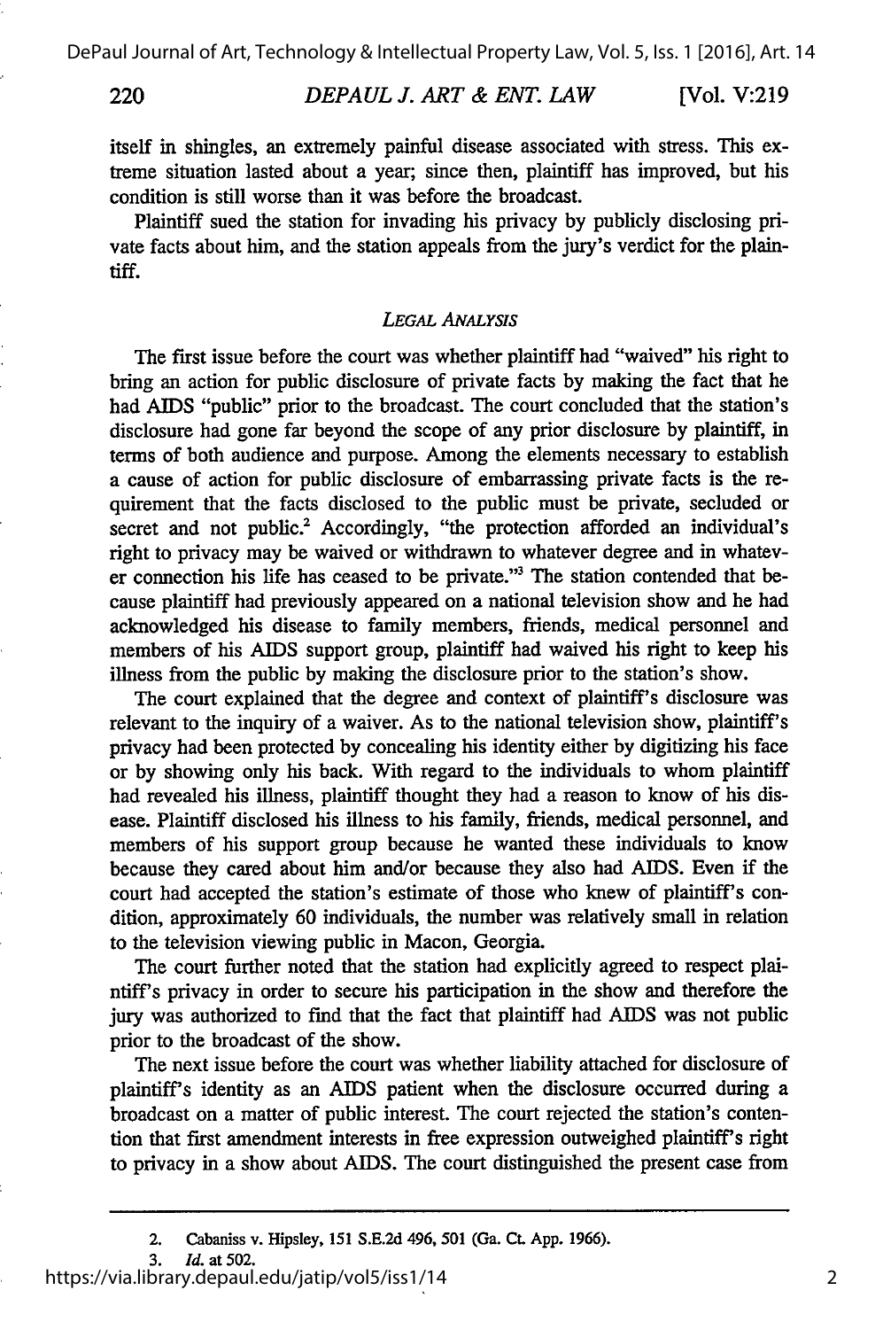itself in shingles, an extremely painful disease associated with stress. This extreme situation lasted about a year; since then, plaintiff has improved, but his condition is still worse than it was before the broadcast.

Plaintiff sued the station for invading his privacy by publicly disclosing private facts about him, and the station appeals from the jury's verdict for the plaintiff.

### *Legal Analysis*

The first issue before the court was whether plaintiff had "waived" his right to bring an action for public disclosure of private facts by making the fact that he had AIDS "public" prior to the broadcast. The court concluded that the station's disclosure had gone far beyond the scope of any prior disclosure by plaintiff, in terms of both audience and purpose. Among the elements necessary to establish a cause of action for public disclosure of embarrassing private facts is the requirement that the facts disclosed to the public must be private, secluded or secret and not public.[2] Accordingly, "the protection afforded an individual's right to privacy may be waived or withdrawn to whatever degree and in whatever connection his life has ceased to be private."[3] The station contended that because plaintiff had previously appeared on a national television show and he had acknowledged his disease to family members, friends, medical personnel and members of his AIDS support group, plaintiff had waived his right to keep his illness from the public by making the disclosure prior to the station's show.

The court explained that the degree and context of plaintiff's disclosure was relevant to the inquiry of a waiver. As to the national television show, plaintiff's privacy had been protected by concealing his identity either by digitizing his face or by showing only his back. With regard to the individuals to whom plaintiff had revealed his illness, plaintiff thought they had a reason to know of his disease. Plaintiff disclosed his illness to his family, friends, medical personnel, and members of his support group because he wanted these individuals to know because they cared about him and/or because they also had AIDS. Even if the court had accepted the station's estimate of those who knew of plaintiff's condition, approximately 60 individuals, the number was relatively small in relation to the television viewing public in Macon, Georgia.

The court further noted that the station had explicitly agreed to respect plaintiff's privacy in order to secure his participation in the show and therefore the jury was authorized to find that the fact that plaintiff had AIDS was not public prior to the broadcast of the show.

The next issue before the court was whether liability attached for disclosure of plaintiff's identity as an AIDS patient when the disclosure occurred during a broadcast on a matter of public interest. The court rejected the station's contention that first amendment interests in free expression outweighed plaintiff's right to privacy in a show about AIDS. The court distinguished the present case from

---

2. Cabaniss v. Hipsley, 151 S.E.2d 496, 501 (Ga. Ct. App. 1966).

3. *Id.* at 502.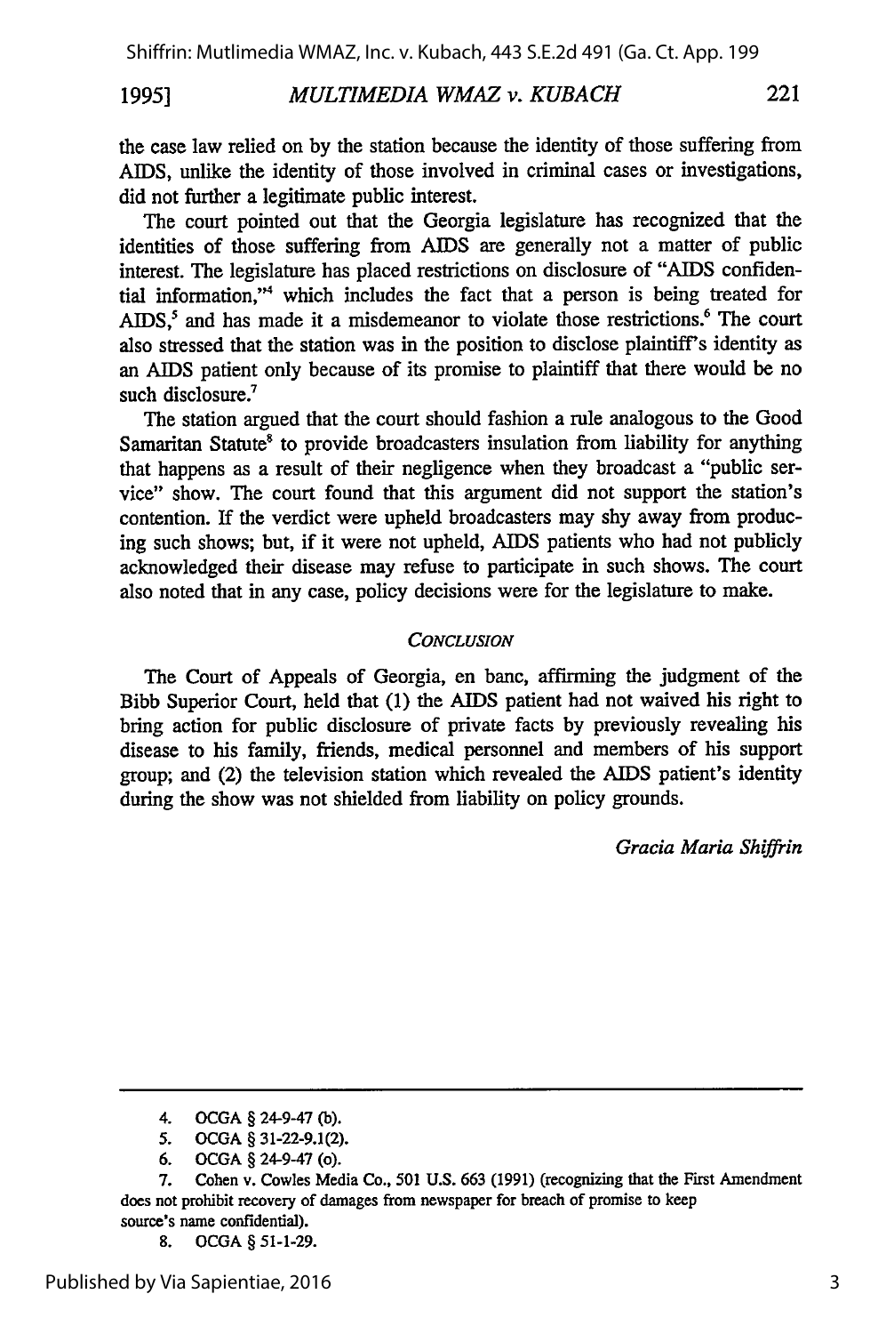the case law relied on by the station because the identity of those suffering from AIDS, unlike the identity of those involved in criminal cases or investigations, did not further a legitimate public interest.

The court pointed out that the Georgia legislature has recognized that the identities of those suffering from AIDS are generally not a matter of public interest. The legislature has placed restrictions on disclosure of "AIDS confidential information,"[4] which includes the fact that a person is being treated for AIDS,[5] and has made it a misdemeanor to violate those restrictions.[6] The court also stressed that the station was in the position to disclose plaintiff's identity as an AIDS patient only because of its promise to plaintiff that there would be no such disclosure.[7]

The station argued that the court should fashion a rule analogous to the Good Samaritan Statute[8] to provide broadcasters insulation from liability for anything that happens as a result of their negligence when they broadcast a "public service" show. The court found that this argument did not support the station's contention. If the verdict were upheld broadcasters may shy away from producing such shows; but, if it were not upheld, AIDS patients who had not publicly acknowledged their disease may refuse to participate in such shows. The court also noted that in any case, policy decisions were for the legislature to make.

## *CONCLUSION*

The Court of Appeals of Georgia, en banc, affirming the judgment of the Bibb Superior Court, held that (1) the AIDS patient had not waived his right to bring action for public disclosure of private facts by previously revealing his disease to his family, friends, medical personnel and members of his support group; and (2) the television station which revealed the AIDS patient's identity during the show was not shielded from liability on policy grounds.

*Gracia Maria Shiffrin*

---

4. OCGA § 24-9-47 (b).

5. OCGA § 31-22-9.1(2).

6. OCGA § 24-9-47 (o).

7. Cohen v. Cowles Media Co., 501 U.S. 663 (1991) (recognizing that the First Amendment does not prohibit recovery of damages from newspaper for breach of promise to keep source's name confidential).

8. OCGA § 51-1-29.